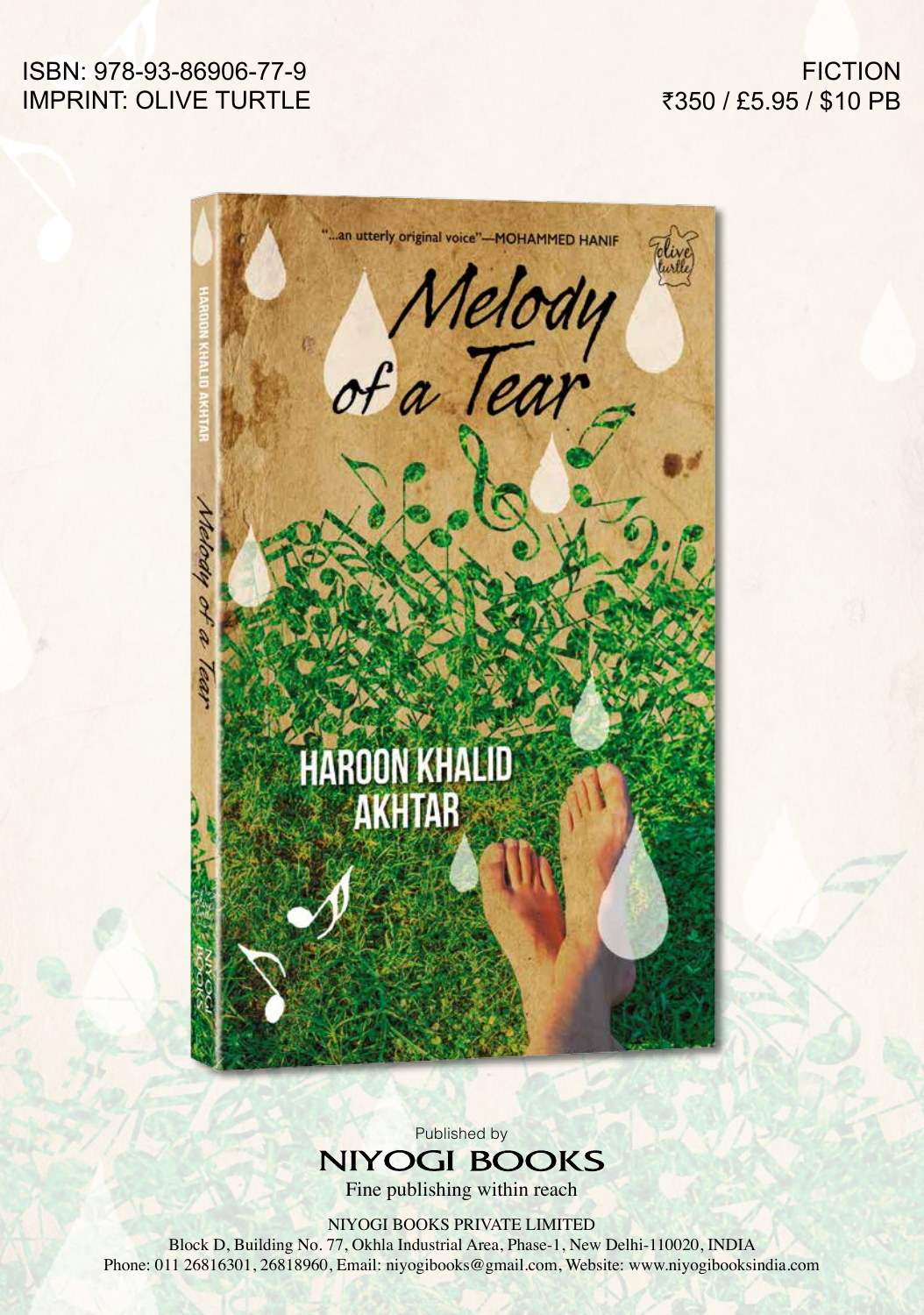ISBN: 978-93-86906-77-9
IMPRINT: OLIVE TURTLE

FICTION
₹350 / £5.95 / $10 PB

"...an utterly original voice"—MOHAMMED HANIF

# Melody of a Tear

HAROON KHALID AKHTAR

Published by
NIYOGI BOOKS
Fine publishing within reach

NIYOGI BOOKS PRIVATE LIMITED
Block D, Building No. 77, Okhla Industrial Area, Phase-1, New Delhi-110020, INDIA
Phone: 011 26816301, 26818960, Email: niyogibooks@gmail.com, Website: www.niyogibooksindia.com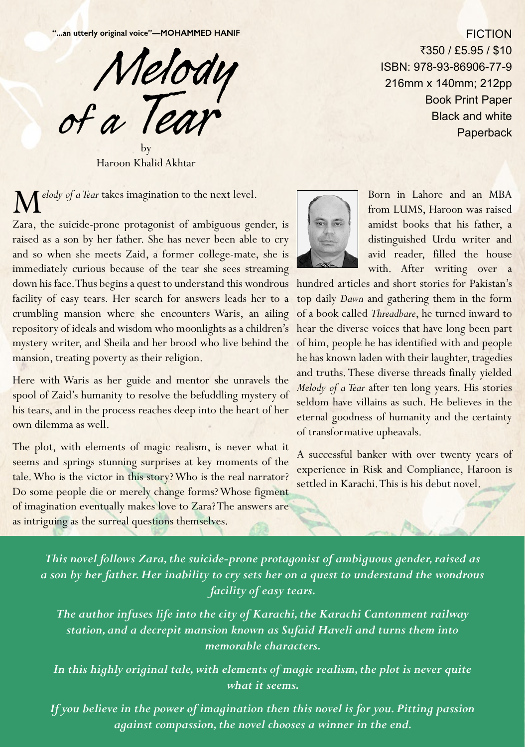"...an utterly original voice"—**MOHAMMED HANIF**

# Melody of a Tear

by
Haroon Khalid Akhtar

FICTION
₹350 / £5.95 / $10
ISBN: 978-93-86906-77-9
216mm x 140mm; 212pp
Book Print Paper
Black and white
Paperback

*Melody of a Tear* takes imagination to the next level.

Zara, the suicide-prone protagonist of ambiguous gender, is raised as a son by her father. She has never been able to cry and so when she meets Zaid, a former college-mate, she is immediately curious because of the tear she sees streaming down his face. Thus begins a quest to understand this wondrous facility of easy tears. Her search for answers leads her to a crumbling mansion where she encounters Waris, an ailing repository of ideals and wisdom who moonlights as a children's mystery writer, and Sheila and her brood who live behind the mansion, treating poverty as their religion.

Here with Waris as her guide and mentor she unravels the spool of Zaid's humanity to resolve the befuddling mystery of his tears, and in the process reaches deep into the heart of her own dilemma as well.

The plot, with elements of magic realism, is never what it seems and springs stunning surprises at key moments of the tale. Who is the victor in this story? Who is the real narrator? Do some people die or merely change forms? Whose figment of imagination eventually makes love to Zara? The answers are as intriguing as the surreal questions themselves.

Born in Lahore and an MBA from LUMS, Haroon was raised amidst books that his father, a distinguished Urdu writer and avid reader, filled the house with. After writing over a hundred articles and short stories for Pakistan's top daily *Dawn* and gathering them in the form of a book called *Threadbare*, he turned inward to hear the diverse voices that have long been part of him, people he has identified with and people he has known laden with their laughter, tragedies and truths. These diverse threads finally yielded *Melody of a Tear* after ten long years. His stories seldom have villains as such. He believes in the eternal goodness of humanity and the certainty of transformative upheavals.

A successful banker with over twenty years of experience in Risk and Compliance, Haroon is settled in Karachi. This is his debut novel.

***This novel follows Zara, the suicide-prone protagonist of ambiguous gender, raised as a son by her father. Her inability to cry sets her on a quest to understand the wondrous facility of easy tears.***

***The author infuses life into the city of Karachi, the Karachi Cantonment railway station, and a decrepit mansion known as Sufaid Haveli and turns them into memorable characters.***

***In this highly original tale, with elements of magic realism, the plot is never quite what it seems.***

***If you believe in the power of imagination then this novel is for you. Pitting passion against compassion, the novel chooses a winner in the end.***